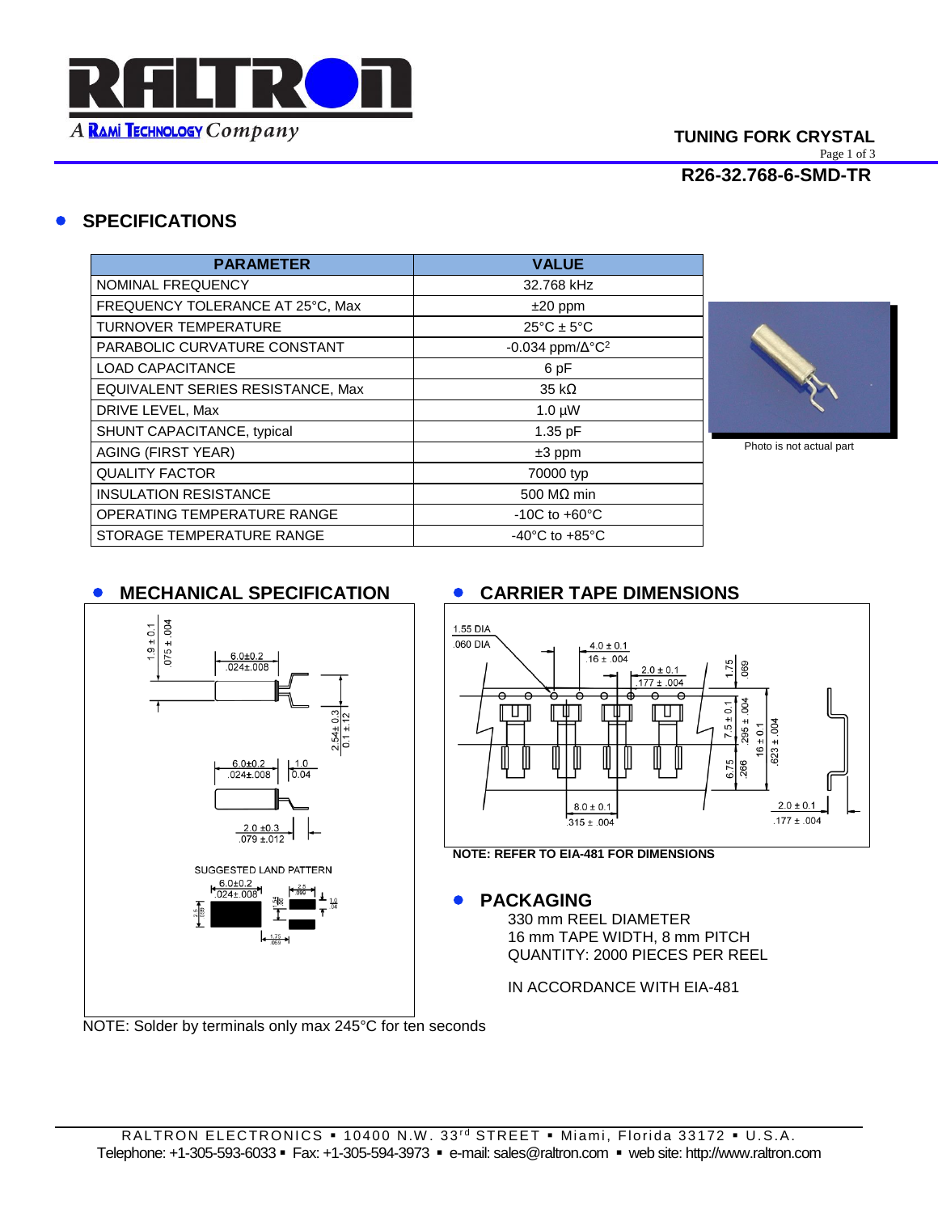TUNING FORK CRYSTAL

**R26-32.768-6-SMD-TR**

## SPECIFICATIONS

| PARAMETER | VALUE |
|---|---|
| NOMINAL FREQUENCY | 32.768 kHz |
| FREQUENCY TOLERANCE AT 25°C, Max | ±20 ppm |
| TURNOVER TEMPERATURE | 25°C ± 5°C |
| PARABOLIC CURVATURE CONSTANT | -0.034 ppm/Δ°C$^2$ |
| LOAD CAPACITANCE | 6 pF |
| EQUIVALENT SERIES RESISTANCE, Max | 35 kΩ |
| DRIVE LEVEL, Max | 1.0 µW |
| SHUNT CAPACITANCE, typical | 1.35 pF |
| AGING (FIRST YEAR) | ±3 ppm |
| QUALITY FACTOR | 70000 typ |
| INSULATION RESISTANCE | 500 MΩ min |
| OPERATING TEMPERATURE RANGE | -10C to +60°C |
| STORAGE TEMPERATURE RANGE | -40°C to +85°C |

Photo is not actual part

## MECHANICAL SPECIFICATION

1.9 ± 0.1
.075 ± .004
6.0±0.2
.024±.008
2.54± 0.3
0.1 ± .12
6.0±0.2
.024±.008
1.0
0.04
2.0 ±0.3
.079 ±.012

SUGGESTED LAND PATTERN

6.0±0.2
.024±.008
2.5
.099
1.0
.04
1.75
.069

NOTE: Solder by terminals only max 245°C for ten seconds

## CARRIER TAPE DIMENSIONS

1.55 DIA
.060 DIA
4.0 ± 0.1
.16 ± .004
2.0 ± 0.1
.177 ± .004
1.75
.069
7.5 ± 0.1
.295 ± .004
16 ± 0.1
.623 ± .004
6.75
.266
8.0 ± 0.1
.315 ± .004
2.0 ± 0.1
.177 ± .004

**NOTE: REFER TO EIA-481 FOR DIMENSIONS**

## PACKAGING

330 mm REEL DIAMETER
16 mm TAPE WIDTH, 8 mm PITCH
QUANTITY: 2000 PIECES PER REEL

IN ACCORDANCE WITH EIA-481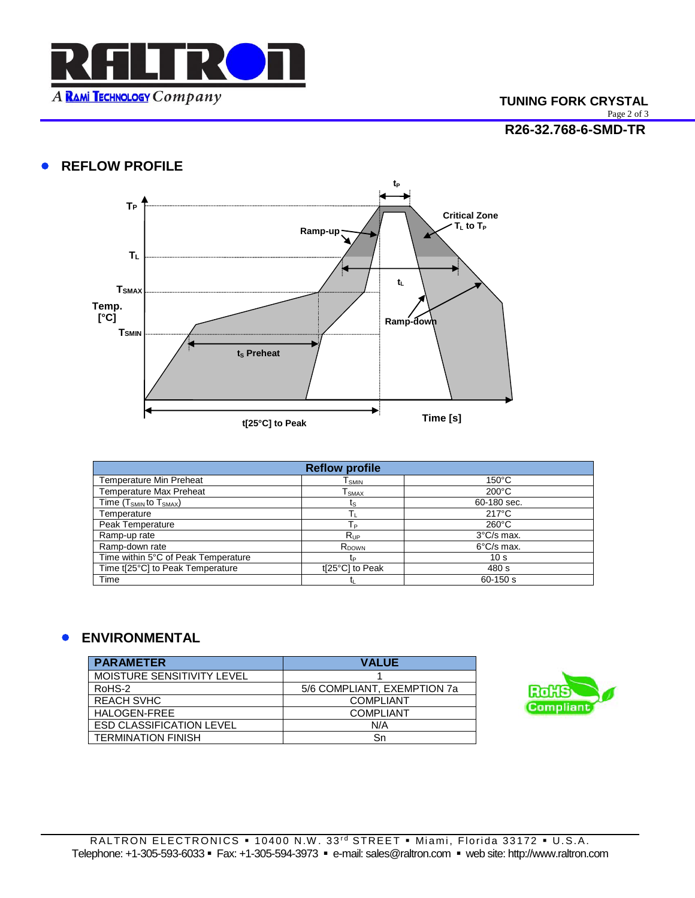## REFLOW PROFILE

| Reflow profile | | |
|---|---|---|
| Temperature Min Preheat | $T_{SMIN}$ | 150°C |
| Temperature Max Preheat | $T_{SMAX}$ | 200°C |
| Time ($T_{SMIN}$ to $T_{SMAX}$) | $t_S$ | 60-180 sec. |
| Temperature | $T_L$ | 217°C |
| Peak Temperature | $T_P$ | 260°C |
| Ramp-up rate | $R_{UP}$ | 3°C/s max. |
| Ramp-down rate | $R_{DOWN}$ | 6°C/s max. |
| Time within 5°C of Peak Temperature | $t_P$ | 10 s |
| Time t[25°C] to Peak Temperature | t[25°C] to Peak | 480 s |
| Time | $t_L$ | 60-150 s |

## ENVIRONMENTAL

| PARAMETER | VALUE |
|---|---|
| MOISTURE SENSITIVITY LEVEL | 1 |
| RoHS-2 | 5/6 COMPLIANT, EXEMPTION 7a |
| REACH SVHC | COMPLIANT |
| HALOGEN-FREE | COMPLIANT |
| ESD CLASSIFICATION LEVEL | N/A |
| TERMINATION FINISH | Sn |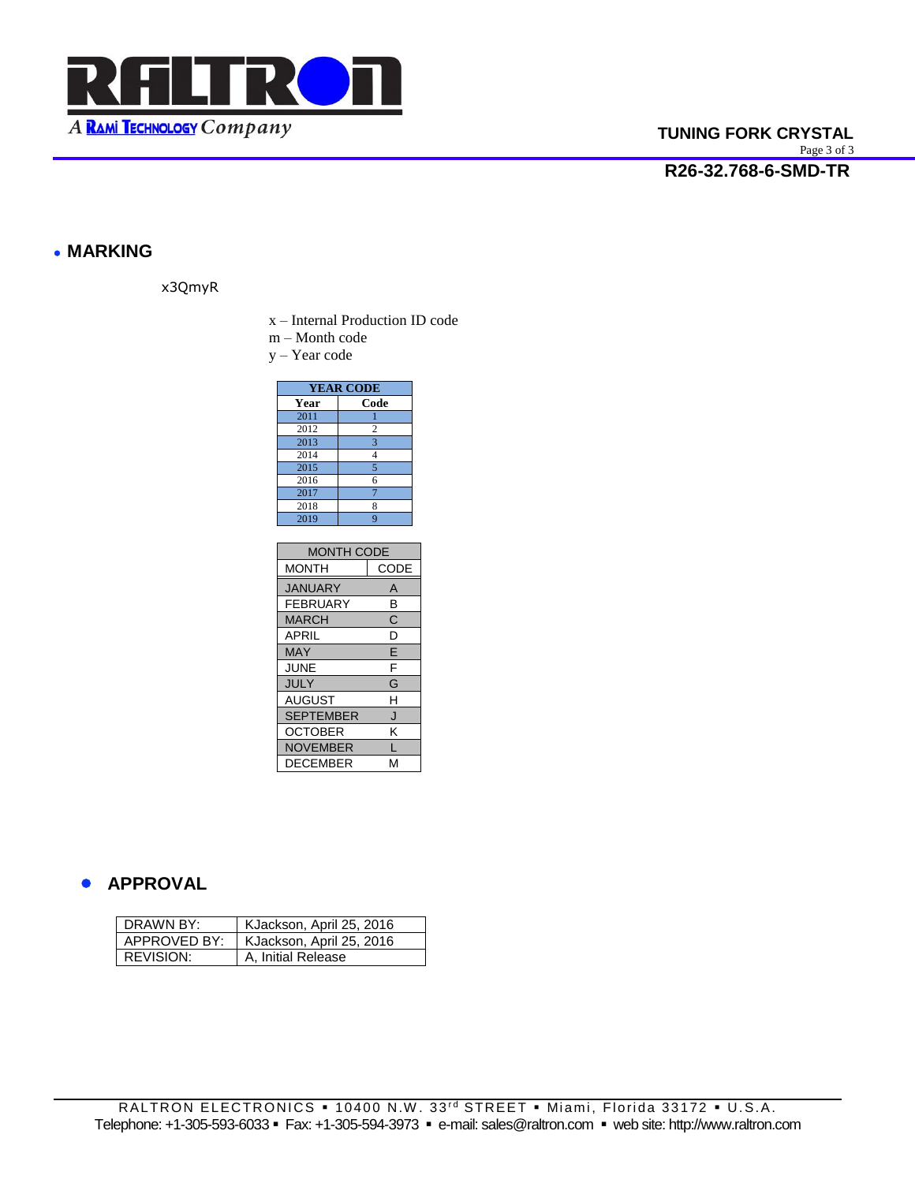## MARKING

x3QmyR

x – Internal Production ID code
m – Month code
y – Year code

| YEAR CODE | |
|---|---|
| **Year** | **Code** |
| 2011 | 1 |
| 2012 | 2 |
| 2013 | 3 |
| 2014 | 4 |
| 2015 | 5 |
| 2016 | 6 |
| 2017 | 7 |
| 2018 | 8 |
| 2019 | 9 |

| MONTH CODE | |
|---|---|
| MONTH | CODE |
| JANUARY | A |
| FEBRUARY | B |
| MARCH | C |
| APRIL | D |
| MAY | E |
| JUNE | F |
| JULY | G |
| AUGUST | H |
| SEPTEMBER | J |
| OCTOBER | K |
| NOVEMBER | L |
| DECEMBER | M |

## APPROVAL

| | |
|---|---|
| DRAWN BY: | KJackson, April 25, 2016 |
| APPROVED BY: | KJackson, April 25, 2016 |
| REVISION: | A, Initial Release |